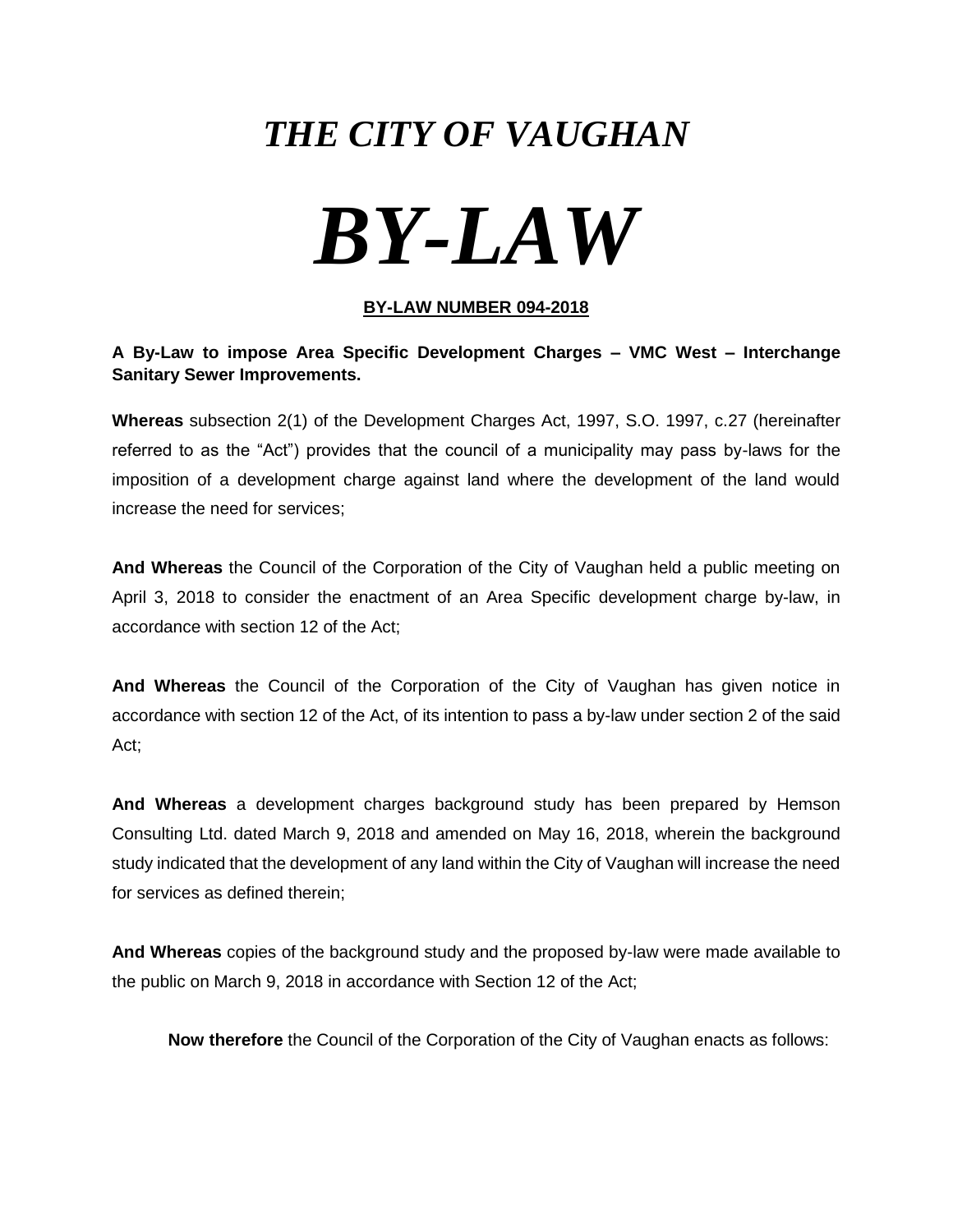# *THE CITY OF VAUGHAN*

# *BY-LAW*

**BY-LAW NUMBER 094-2018**

**A By-Law to impose Area Specific Development Charges – VMC West – Interchange Sanitary Sewer Improvements.**

**Whereas** subsection 2(1) of the Development Charges Act, 1997, S.O. 1997, c.27 (hereinafter referred to as the "Act") provides that the council of a municipality may pass by-laws for the imposition of a development charge against land where the development of the land would increase the need for services;

**And Whereas** the Council of the Corporation of the City of Vaughan held a public meeting on April 3, 2018 to consider the enactment of an Area Specific development charge by-law, in accordance with section 12 of the Act;

**And Whereas** the Council of the Corporation of the City of Vaughan has given notice in accordance with section 12 of the Act, of its intention to pass a by-law under section 2 of the said Act;

**And Whereas** a development charges background study has been prepared by Hemson Consulting Ltd. dated March 9, 2018 and amended on May 16, 2018, wherein the background study indicated that the development of any land within the City of Vaughan will increase the need for services as defined therein;

**And Whereas** copies of the background study and the proposed by-law were made available to the public on March 9, 2018 in accordance with Section 12 of the Act;

**Now therefore** the Council of the Corporation of the City of Vaughan enacts as follows: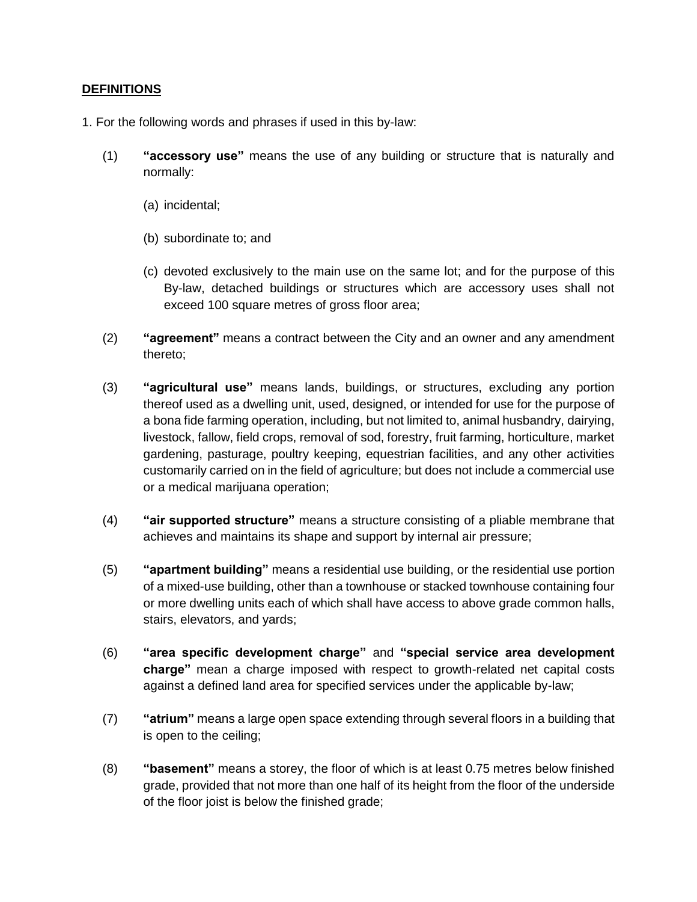## DEFINITIONS

1. For the following words and phrases if used in this by-law:

(1) **"accessory use"** means the use of any building or structure that is naturally and normally:

   (a) incidental;

   (b) subordinate to; and

   (c) devoted exclusively to the main use on the same lot; and for the purpose of this By-law, detached buildings or structures which are accessory uses shall not exceed 100 square metres of gross floor area;

(2) **"agreement"** means a contract between the City and an owner and any amendment thereto;

(3) **"agricultural use"** means lands, buildings, or structures, excluding any portion thereof used as a dwelling unit, used, designed, or intended for use for the purpose of a bona fide farming operation, including, but not limited to, animal husbandry, dairying, livestock, fallow, field crops, removal of sod, forestry, fruit farming, horticulture, market gardening, pasturage, poultry keeping, equestrian facilities, and any other activities customarily carried on in the field of agriculture; but does not include a commercial use or a medical marijuana operation;

(4) **"air supported structure"** means a structure consisting of a pliable membrane that achieves and maintains its shape and support by internal air pressure;

(5) **"apartment building"** means a residential use building, or the residential use portion of a mixed-use building, other than a townhouse or stacked townhouse containing four or more dwelling units each of which shall have access to above grade common halls, stairs, elevators, and yards;

(6) **"area specific development charge"** and **"special service area development charge"** mean a charge imposed with respect to growth-related net capital costs against a defined land area for specified services under the applicable by-law;

(7) **"atrium"** means a large open space extending through several floors in a building that is open to the ceiling;

(8) **"basement"** means a storey, the floor of which is at least 0.75 metres below finished grade, provided that not more than one half of its height from the floor of the underside of the floor joist is below the finished grade;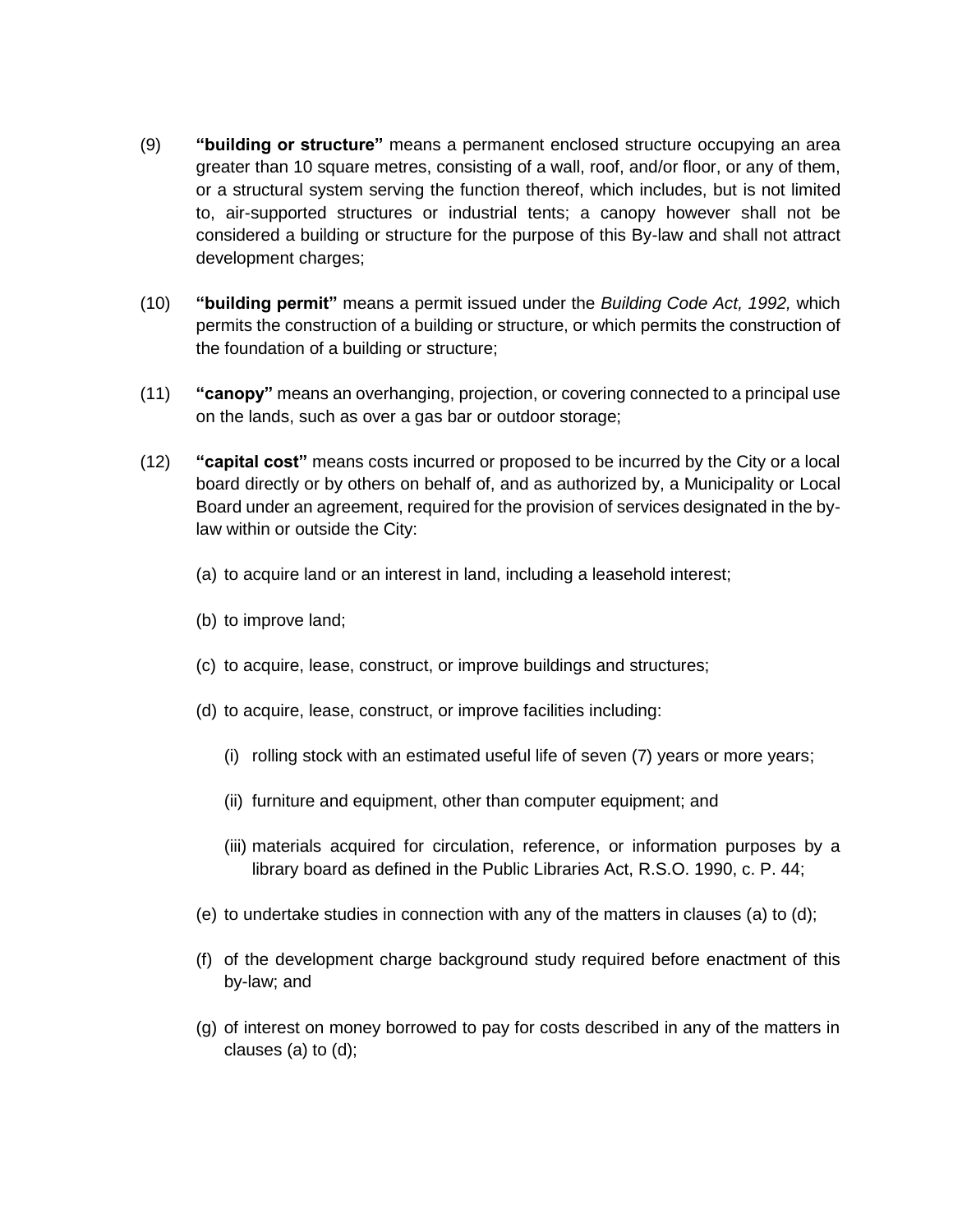(9) **"building or structure"** means a permanent enclosed structure occupying an area greater than 10 square metres, consisting of a wall, roof, and/or floor, or any of them, or a structural system serving the function thereof, which includes, but is not limited to, air-supported structures or industrial tents; a canopy however shall not be considered a building or structure for the purpose of this By-law and shall not attract development charges;

(10) **"building permit"** means a permit issued under the *Building Code Act, 1992,* which permits the construction of a building or structure, or which permits the construction of the foundation of a building or structure;

(11) **"canopy"** means an overhanging, projection, or covering connected to a principal use on the lands, such as over a gas bar or outdoor storage;

(12) **"capital cost"** means costs incurred or proposed to be incurred by the City or a local board directly or by others on behalf of, and as authorized by, a Municipality or Local Board under an agreement, required for the provision of services designated in the by-law within or outside the City:

(a) to acquire land or an interest in land, including a leasehold interest;

(b) to improve land;

(c) to acquire, lease, construct, or improve buildings and structures;

(d) to acquire, lease, construct, or improve facilities including:

(i) rolling stock with an estimated useful life of seven (7) years or more years;

(ii) furniture and equipment, other than computer equipment; and

(iii) materials acquired for circulation, reference, or information purposes by a library board as defined in the Public Libraries Act, R.S.O. 1990, c. P. 44;

(e) to undertake studies in connection with any of the matters in clauses (a) to (d);

(f) of the development charge background study required before enactment of this by-law; and

(g) of interest on money borrowed to pay for costs described in any of the matters in clauses (a) to (d);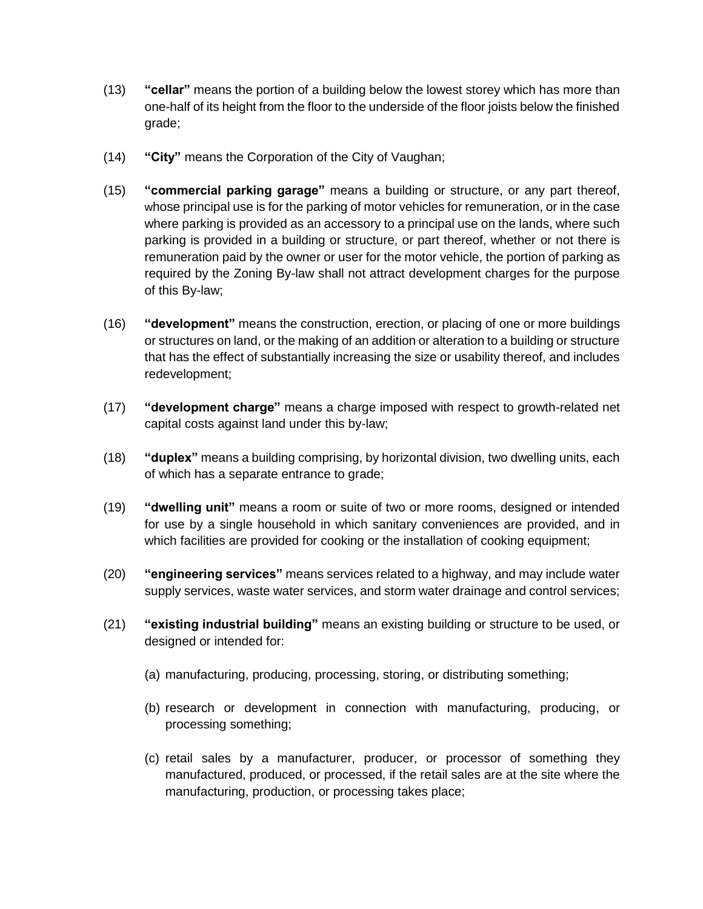(13) **"cellar"** means the portion of a building below the lowest storey which has more than one-half of its height from the floor to the underside of the floor joists below the finished grade;

(14) **"City"** means the Corporation of the City of Vaughan;

(15) **"commercial parking garage"** means a building or structure, or any part thereof, whose principal use is for the parking of motor vehicles for remuneration, or in the case where parking is provided as an accessory to a principal use on the lands, where such parking is provided in a building or structure, or part thereof, whether or not there is remuneration paid by the owner or user for the motor vehicle, the portion of parking as required by the Zoning By-law shall not attract development charges for the purpose of this By-law;

(16) **"development"** means the construction, erection, or placing of one or more buildings or structures on land, or the making of an addition or alteration to a building or structure that has the effect of substantially increasing the size or usability thereof, and includes redevelopment;

(17) **"development charge"** means a charge imposed with respect to growth-related net capital costs against land under this by-law;

(18) **"duplex"** means a building comprising, by horizontal division, two dwelling units, each of which has a separate entrance to grade;

(19) **"dwelling unit"** means a room or suite of two or more rooms, designed or intended for use by a single household in which sanitary conveniences are provided, and in which facilities are provided for cooking or the installation of cooking equipment;

(20) **"engineering services"** means services related to a highway, and may include water supply services, waste water services, and storm water drainage and control services;

(21) **"existing industrial building"** means an existing building or structure to be used, or designed or intended for:

(a) manufacturing, producing, processing, storing, or distributing something;

(b) research or development in connection with manufacturing, producing, or processing something;

(c) retail sales by a manufacturer, producer, or processor of something they manufactured, produced, or processed, if the retail sales are at the site where the manufacturing, production, or processing takes place;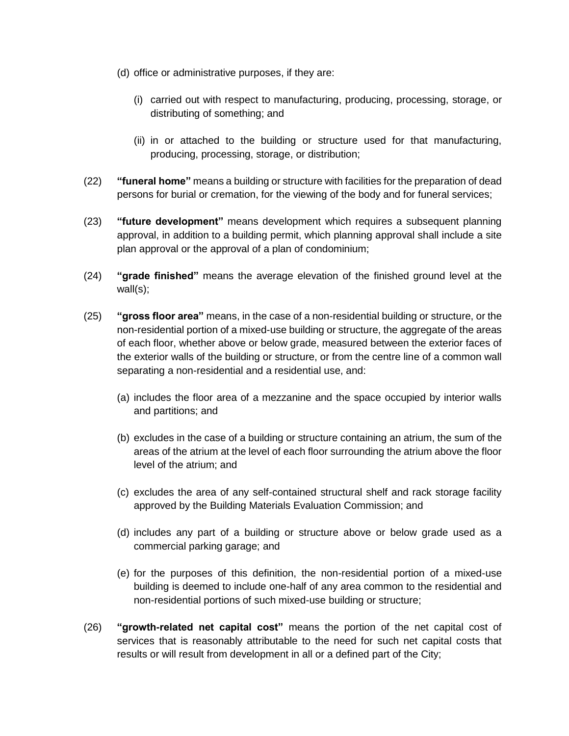(d) office or administrative purposes, if they are:

  (i) carried out with respect to manufacturing, producing, processing, storage, or distributing of something; and

  (ii) in or attached to the building or structure used for that manufacturing, producing, processing, storage, or distribution;

(22) **“funeral home”** means a building or structure with facilities for the preparation of dead persons for burial or cremation, for the viewing of the body and for funeral services;

(23) **“future development”** means development which requires a subsequent planning approval, in addition to a building permit, which planning approval shall include a site plan approval or the approval of a plan of condominium;

(24) **“grade finished”** means the average elevation of the finished ground level at the wall(s);

(25) **“gross floor area”** means, in the case of a non-residential building or structure, or the non-residential portion of a mixed-use building or structure, the aggregate of the areas of each floor, whether above or below grade, measured between the exterior faces of the exterior walls of the building or structure, or from the centre line of a common wall separating a non-residential and a residential use, and:

  (a) includes the floor area of a mezzanine and the space occupied by interior walls and partitions; and

  (b) excludes in the case of a building or structure containing an atrium, the sum of the areas of the atrium at the level of each floor surrounding the atrium above the floor level of the atrium; and

  (c) excludes the area of any self-contained structural shelf and rack storage facility approved by the Building Materials Evaluation Commission; and

  (d) includes any part of a building or structure above or below grade used as a commercial parking garage; and

  (e) for the purposes of this definition, the non-residential portion of a mixed-use building is deemed to include one-half of any area common to the residential and non-residential portions of such mixed-use building or structure;

(26) **“growth-related net capital cost”** means the portion of the net capital cost of services that is reasonably attributable to the need for such net capital costs that results or will result from development in all or a defined part of the City;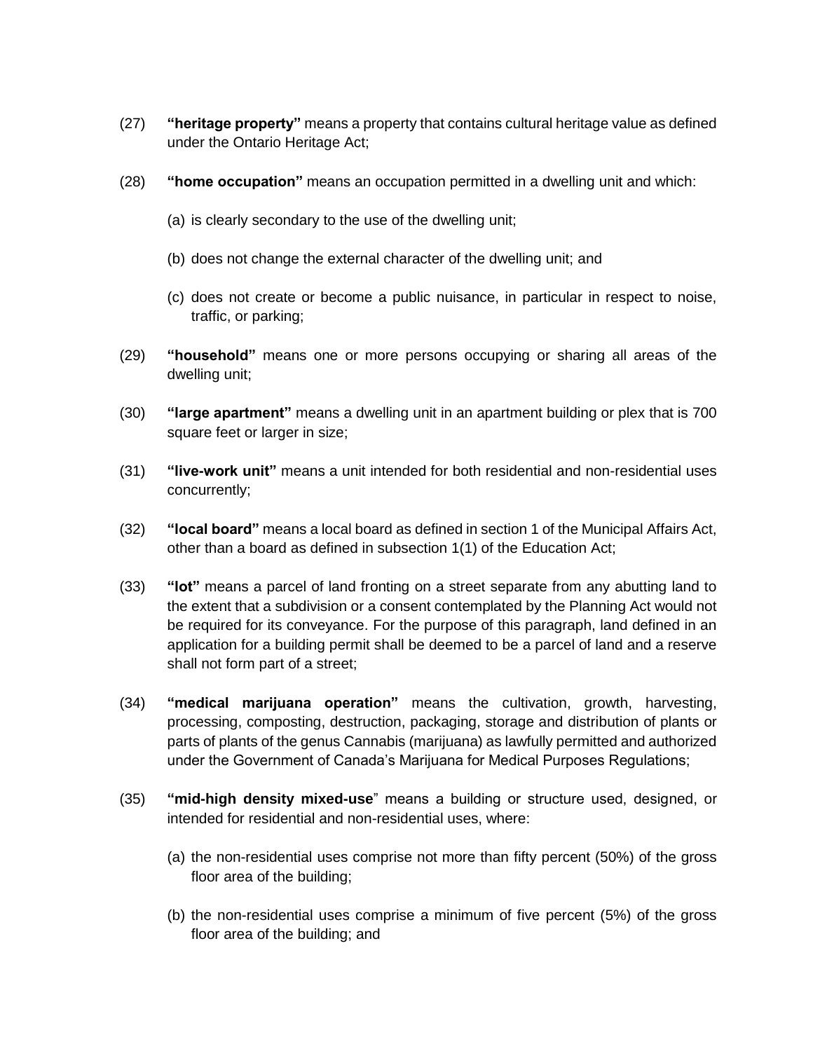(27) **"heritage property"** means a property that contains cultural heritage value as defined under the Ontario Heritage Act;

(28) **"home occupation"** means an occupation permitted in a dwelling unit and which:

(a) is clearly secondary to the use of the dwelling unit;

(b) does not change the external character of the dwelling unit; and

(c) does not create or become a public nuisance, in particular in respect to noise, traffic, or parking;

(29) **"household"** means one or more persons occupying or sharing all areas of the dwelling unit;

(30) **"large apartment"** means a dwelling unit in an apartment building or plex that is 700 square feet or larger in size;

(31) **"live-work unit"** means a unit intended for both residential and non-residential uses concurrently;

(32) **"local board"** means a local board as defined in section 1 of the Municipal Affairs Act, other than a board as defined in subsection 1(1) of the Education Act;

(33) **"lot"** means a parcel of land fronting on a street separate from any abutting land to the extent that a subdivision or a consent contemplated by the Planning Act would not be required for its conveyance. For the purpose of this paragraph, land defined in an application for a building permit shall be deemed to be a parcel of land and a reserve shall not form part of a street;

(34) **"medical marijuana operation"** means the cultivation, growth, harvesting, processing, composting, destruction, packaging, storage and distribution of plants or parts of plants of the genus Cannabis (marijuana) as lawfully permitted and authorized under the Government of Canada's Marijuana for Medical Purposes Regulations;

(35) **"mid-high density mixed-use"** means a building or structure used, designed, or intended for residential and non-residential uses, where:

(a) the non-residential uses comprise not more than fifty percent (50%) of the gross floor area of the building;

(b) the non-residential uses comprise a minimum of five percent (5%) of the gross floor area of the building; and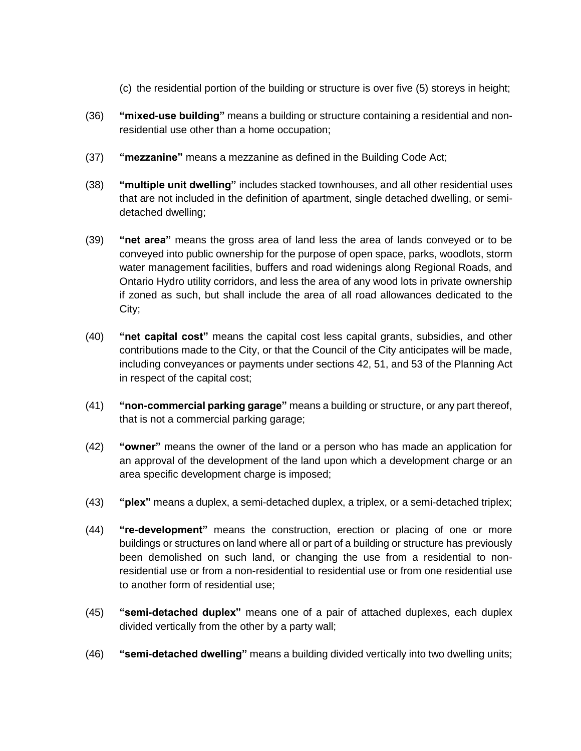(c) the residential portion of the building or structure is over five (5) storeys in height;

(36) **"mixed-use building"** means a building or structure containing a residential and non-residential use other than a home occupation;

(37) **"mezzanine"** means a mezzanine as defined in the Building Code Act;

(38) **"multiple unit dwelling"** includes stacked townhouses, and all other residential uses that are not included in the definition of apartment, single detached dwelling, or semi-detached dwelling;

(39) **"net area"** means the gross area of land less the area of lands conveyed or to be conveyed into public ownership for the purpose of open space, parks, woodlots, storm water management facilities, buffers and road widenings along Regional Roads, and Ontario Hydro utility corridors, and less the area of any wood lots in private ownership if zoned as such, but shall include the area of all road allowances dedicated to the City;

(40) **"net capital cost"** means the capital cost less capital grants, subsidies, and other contributions made to the City, or that the Council of the City anticipates will be made, including conveyances or payments under sections 42, 51, and 53 of the Planning Act in respect of the capital cost;

(41) **"non-commercial parking garage"** means a building or structure, or any part thereof, that is not a commercial parking garage;

(42) **"owner"** means the owner of the land or a person who has made an application for an approval of the development of the land upon which a development charge or an area specific development charge is imposed;

(43) **"plex"** means a duplex, a semi-detached duplex, a triplex, or a semi-detached triplex;

(44) **"re-development"** means the construction, erection or placing of one or more buildings or structures on land where all or part of a building or structure has previously been demolished on such land, or changing the use from a residential to non-residential use or from a non-residential to residential use or from one residential use to another form of residential use;

(45) **"semi-detached duplex"** means one of a pair of attached duplexes, each duplex divided vertically from the other by a party wall;

(46) **"semi-detached dwelling"** means a building divided vertically into two dwelling units;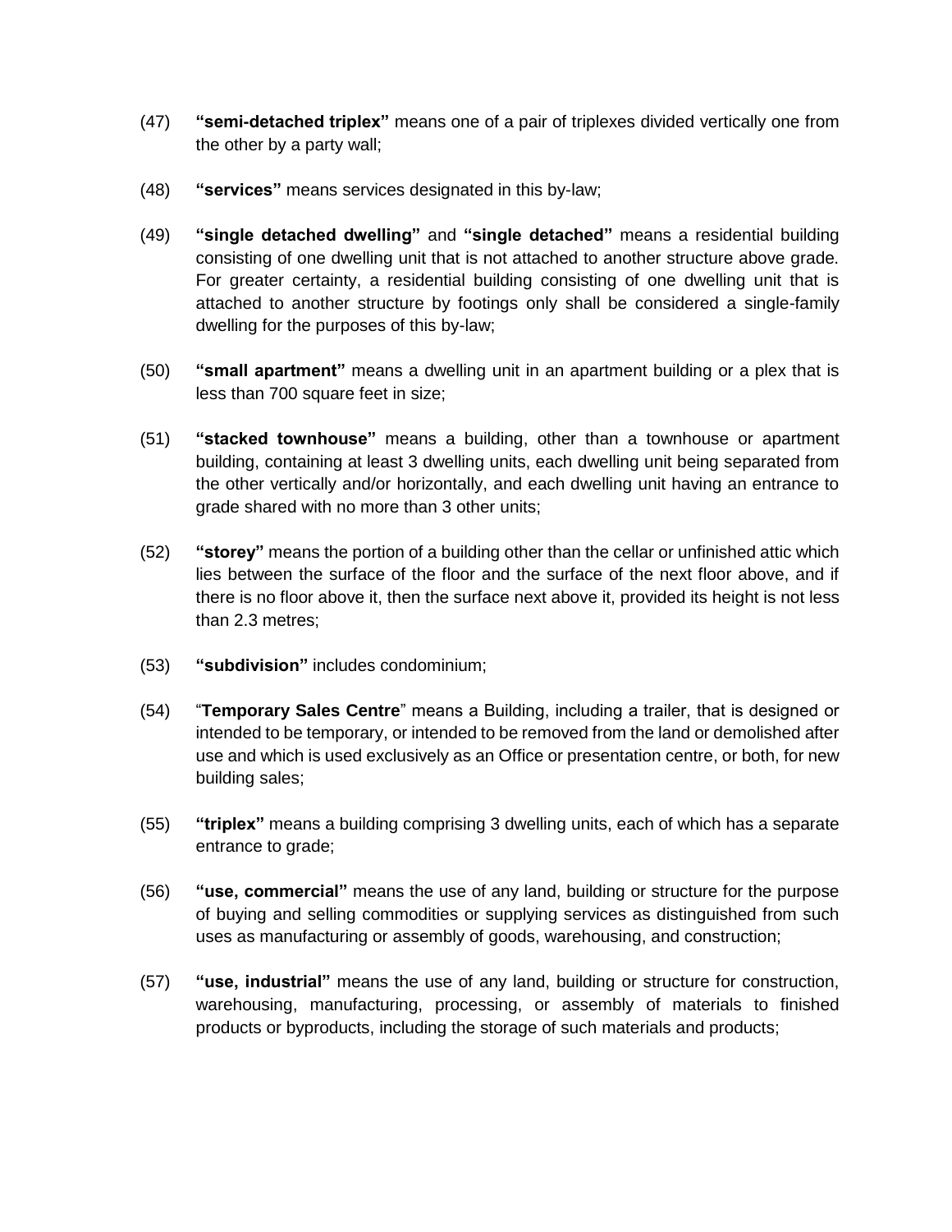(47) **"semi-detached triplex"** means one of a pair of triplexes divided vertically one from the other by a party wall;

(48) **"services"** means services designated in this by-law;

(49) **"single detached dwelling"** and **"single detached"** means a residential building consisting of one dwelling unit that is not attached to another structure above grade. For greater certainty, a residential building consisting of one dwelling unit that is attached to another structure by footings only shall be considered a single-family dwelling for the purposes of this by-law;

(50) **"small apartment"** means a dwelling unit in an apartment building or a plex that is less than 700 square feet in size;

(51) **"stacked townhouse"** means a building, other than a townhouse or apartment building, containing at least 3 dwelling units, each dwelling unit being separated from the other vertically and/or horizontally, and each dwelling unit having an entrance to grade shared with no more than 3 other units;

(52) **"storey"** means the portion of a building other than the cellar or unfinished attic which lies between the surface of the floor and the surface of the next floor above, and if there is no floor above it, then the surface next above it, provided its height is not less than 2.3 metres;

(53) **"subdivision"** includes condominium;

(54) "**Temporary Sales Centre**" means a Building, including a trailer, that is designed or intended to be temporary, or intended to be removed from the land or demolished after use and which is used exclusively as an Office or presentation centre, or both, for new building sales;

(55) **"triplex"** means a building comprising 3 dwelling units, each of which has a separate entrance to grade;

(56) **"use, commercial"** means the use of any land, building or structure for the purpose of buying and selling commodities or supplying services as distinguished from such uses as manufacturing or assembly of goods, warehousing, and construction;

(57) **"use, industrial"** means the use of any land, building or structure for construction, warehousing, manufacturing, processing, or assembly of materials to finished products or byproducts, including the storage of such materials and products;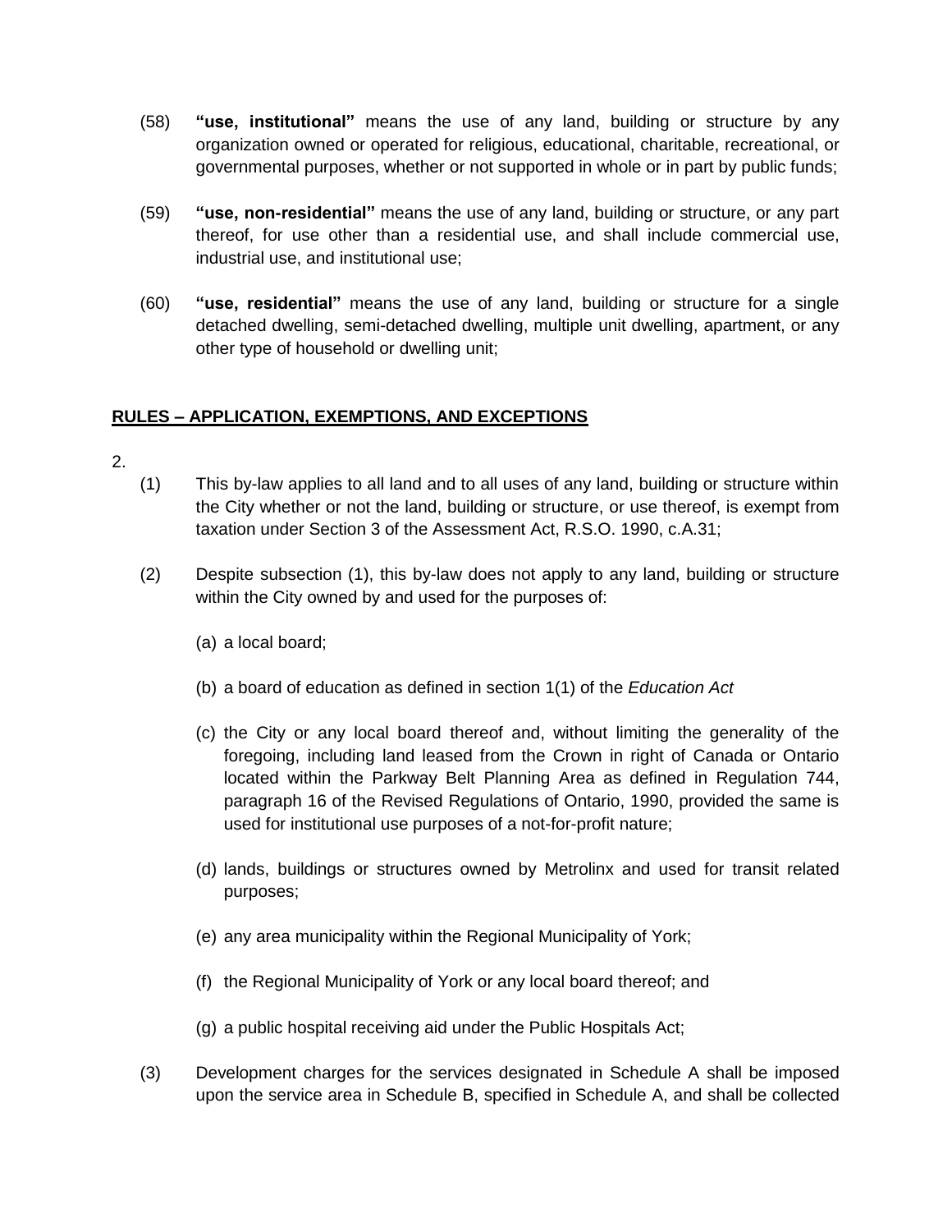(58) **"use, institutional"** means the use of any land, building or structure by any organization owned or operated for religious, educational, charitable, recreational, or governmental purposes, whether or not supported in whole or in part by public funds;

(59) **"use, non-residential"** means the use of any land, building or structure, or any part thereof, for use other than a residential use, and shall include commercial use, industrial use, and institutional use;

(60) **"use, residential"** means the use of any land, building or structure for a single detached dwelling, semi-detached dwelling, multiple unit dwelling, apartment, or any other type of household or dwelling unit;

## RULES – APPLICATION, EXEMPTIONS, AND EXCEPTIONS

2.

(1) This by-law applies to all land and to all uses of any land, building or structure within the City whether or not the land, building or structure, or use thereof, is exempt from taxation under Section 3 of the Assessment Act, R.S.O. 1990, c.A.31;

(2) Despite subsection (1), this by-law does not apply to any land, building or structure within the City owned by and used for the purposes of:

(a) a local board;

(b) a board of education as defined in section 1(1) of the *Education Act*

(c) the City or any local board thereof and, without limiting the generality of the foregoing, including land leased from the Crown in right of Canada or Ontario located within the Parkway Belt Planning Area as defined in Regulation 744, paragraph 16 of the Revised Regulations of Ontario, 1990, provided the same is used for institutional use purposes of a not-for-profit nature;

(d) lands, buildings or structures owned by Metrolinx and used for transit related purposes;

(e) any area municipality within the Regional Municipality of York;

(f) the Regional Municipality of York or any local board thereof; and

(g) a public hospital receiving aid under the Public Hospitals Act;

(3) Development charges for the services designated in Schedule A shall be imposed upon the service area in Schedule B, specified in Schedule A, and shall be collected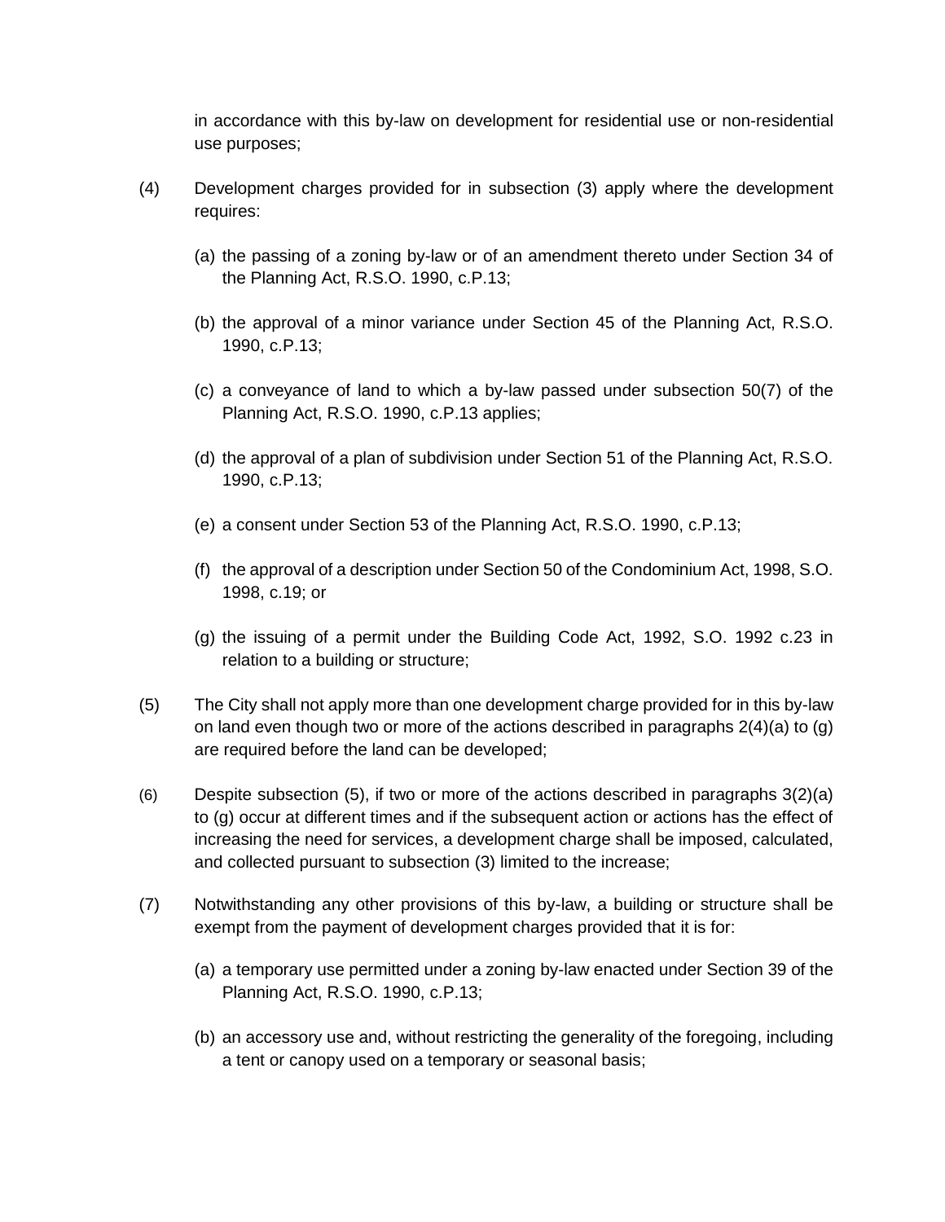in accordance with this by-law on development for residential use or non-residential use purposes;

(4) Development charges provided for in subsection (3) apply where the development requires:

(a) the passing of a zoning by-law or of an amendment thereto under Section 34 of the Planning Act, R.S.O. 1990, c.P.13;

(b) the approval of a minor variance under Section 45 of the Planning Act, R.S.O. 1990, c.P.13;

(c) a conveyance of land to which a by-law passed under subsection 50(7) of the Planning Act, R.S.O. 1990, c.P.13 applies;

(d) the approval of a plan of subdivision under Section 51 of the Planning Act, R.S.O. 1990, c.P.13;

(e) a consent under Section 53 of the Planning Act, R.S.O. 1990, c.P.13;

(f) the approval of a description under Section 50 of the Condominium Act, 1998, S.O. 1998, c.19; or

(g) the issuing of a permit under the Building Code Act, 1992, S.O. 1992 c.23 in relation to a building or structure;

(5) The City shall not apply more than one development charge provided for in this by-law on land even though two or more of the actions described in paragraphs 2(4)(a) to (g) are required before the land can be developed;

(6) Despite subsection (5), if two or more of the actions described in paragraphs 3(2)(a) to (g) occur at different times and if the subsequent action or actions has the effect of increasing the need for services, a development charge shall be imposed, calculated, and collected pursuant to subsection (3) limited to the increase;

(7) Notwithstanding any other provisions of this by-law, a building or structure shall be exempt from the payment of development charges provided that it is for:

(a) a temporary use permitted under a zoning by-law enacted under Section 39 of the Planning Act, R.S.O. 1990, c.P.13;

(b) an accessory use and, without restricting the generality of the foregoing, including a tent or canopy used on a temporary or seasonal basis;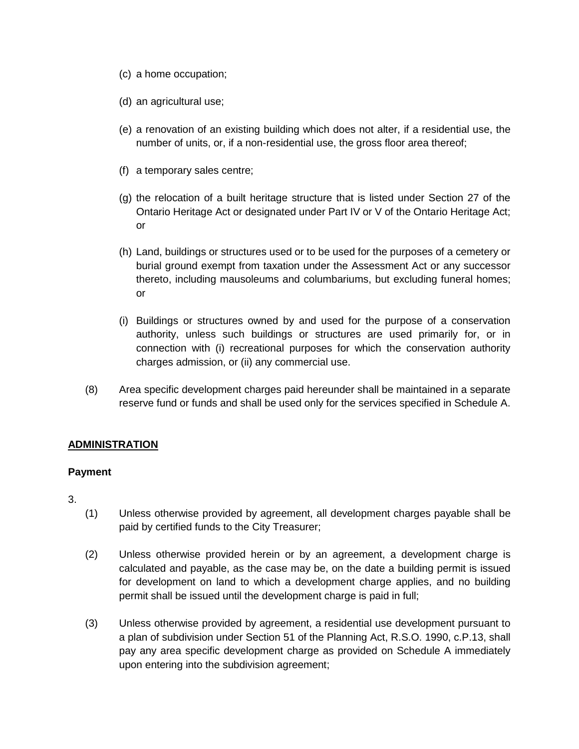(c) a home occupation;

(d) an agricultural use;

(e) a renovation of an existing building which does not alter, if a residential use, the number of units, or, if a non-residential use, the gross floor area thereof;

(f) a temporary sales centre;

(g) the relocation of a built heritage structure that is listed under Section 27 of the Ontario Heritage Act or designated under Part IV or V of the Ontario Heritage Act; or

(h) Land, buildings or structures used or to be used for the purposes of a cemetery or burial ground exempt from taxation under the Assessment Act or any successor thereto, including mausoleums and columbariums, but excluding funeral homes; or

(i) Buildings or structures owned by and used for the purpose of a conservation authority, unless such buildings or structures are used primarily for, or in connection with (i) recreational purposes for which the conservation authority charges admission, or (ii) any commercial use.

(8) Area specific development charges paid hereunder shall be maintained in a separate reserve fund or funds and shall be used only for the services specified in Schedule A.

**ADMINISTRATION**

**Payment**

3.

(1) Unless otherwise provided by agreement, all development charges payable shall be paid by certified funds to the City Treasurer;

(2) Unless otherwise provided herein or by an agreement, a development charge is calculated and payable, as the case may be, on the date a building permit is issued for development on land to which a development charge applies, and no building permit shall be issued until the development charge is paid in full;

(3) Unless otherwise provided by agreement, a residential use development pursuant to a plan of subdivision under Section 51 of the Planning Act, R.S.O. 1990, c.P.13, shall pay any area specific development charge as provided on Schedule A immediately upon entering into the subdivision agreement;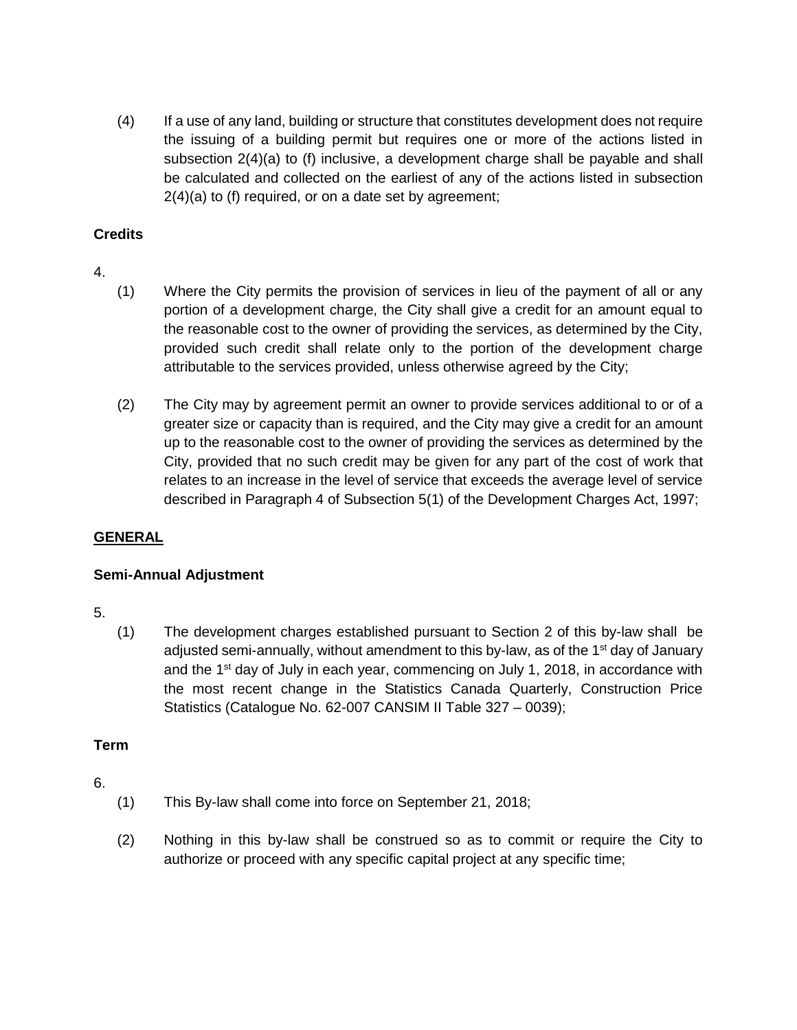(4) If a use of any land, building or structure that constitutes development does not require the issuing of a building permit but requires one or more of the actions listed in subsection 2(4)(a) to (f) inclusive, a development charge shall be payable and shall be calculated and collected on the earliest of any of the actions listed in subsection 2(4)(a) to (f) required, or on a date set by agreement;

**Credits**

4.

(1) Where the City permits the provision of services in lieu of the payment of all or any portion of a development charge, the City shall give a credit for an amount equal to the reasonable cost to the owner of providing the services, as determined by the City, provided such credit shall relate only to the portion of the development charge attributable to the services provided, unless otherwise agreed by the City;

(2) The City may by agreement permit an owner to provide services additional to or of a greater size or capacity than is required, and the City may give a credit for an amount up to the reasonable cost to the owner of providing the services as determined by the City, provided that no such credit may be given for any part of the cost of work that relates to an increase in the level of service that exceeds the average level of service described in Paragraph 4 of Subsection 5(1) of the Development Charges Act, 1997;

**<u>GENERAL</u>**

**Semi-Annual Adjustment**

5.

(1) The development charges established pursuant to Section 2 of this by-law shall be adjusted semi-annually, without amendment to this by-law, as of the 1st day of January and the 1st day of July in each year, commencing on July 1, 2018, in accordance with the most recent change in the Statistics Canada Quarterly, Construction Price Statistics (Catalogue No. 62-007 CANSIM II Table 327 – 0039);

**Term**

6.

(1) This By-law shall come into force on September 21, 2018;

(2) Nothing in this by-law shall be construed so as to commit or require the City to authorize or proceed with any specific capital project at any specific time;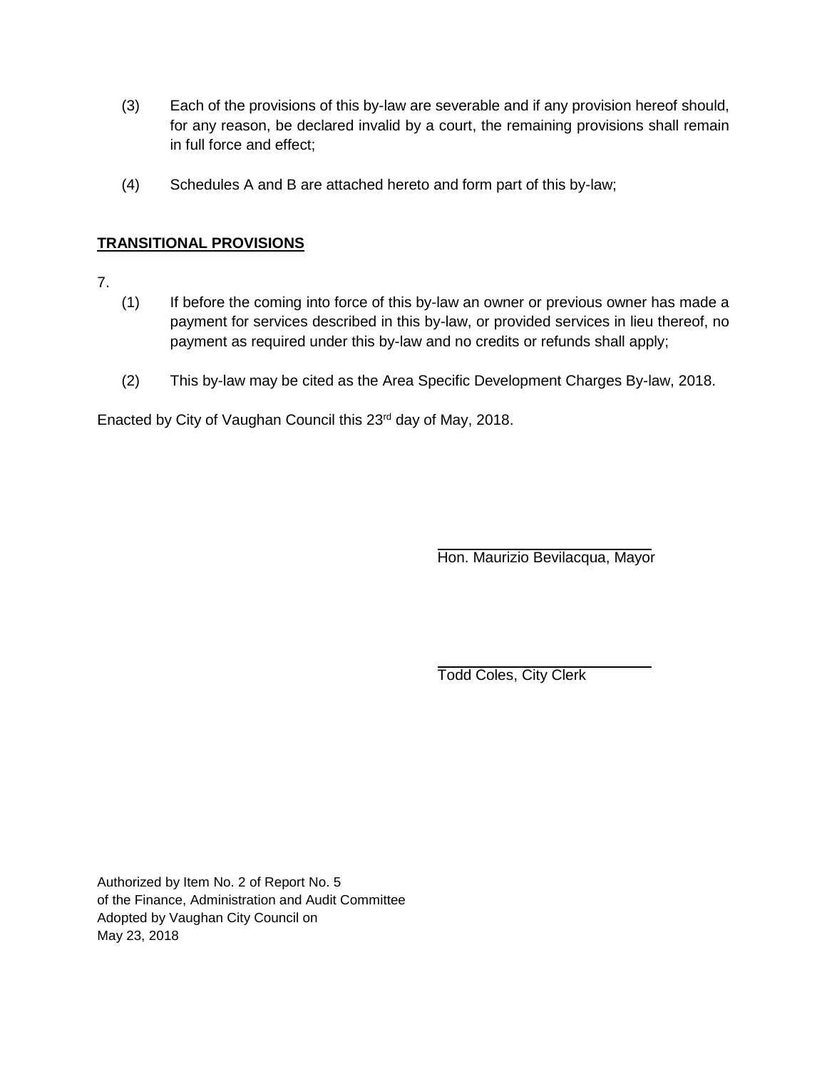(3) Each of the provisions of this by-law are severable and if any provision hereof should, for any reason, be declared invalid by a court, the remaining provisions shall remain in full force and effect;

(4) Schedules A and B are attached hereto and form part of this by-law;

## TRANSITIONAL PROVISIONS

7.

(1) If before the coming into force of this by-law an owner or previous owner has made a payment for services described in this by-law, or provided services in lieu thereof, no payment as required under this by-law and no credits or refunds shall apply;

(2) This by-law may be cited as the Area Specific Development Charges By-law, 2018.

Enacted by City of Vaughan Council this 23rd day of May, 2018.

Hon. Maurizio Bevilacqua, Mayor

Todd Coles, City Clerk

Authorized by Item No. 2 of Report No. 5
of the Finance, Administration and Audit Committee
Adopted by Vaughan City Council on
May 23, 2018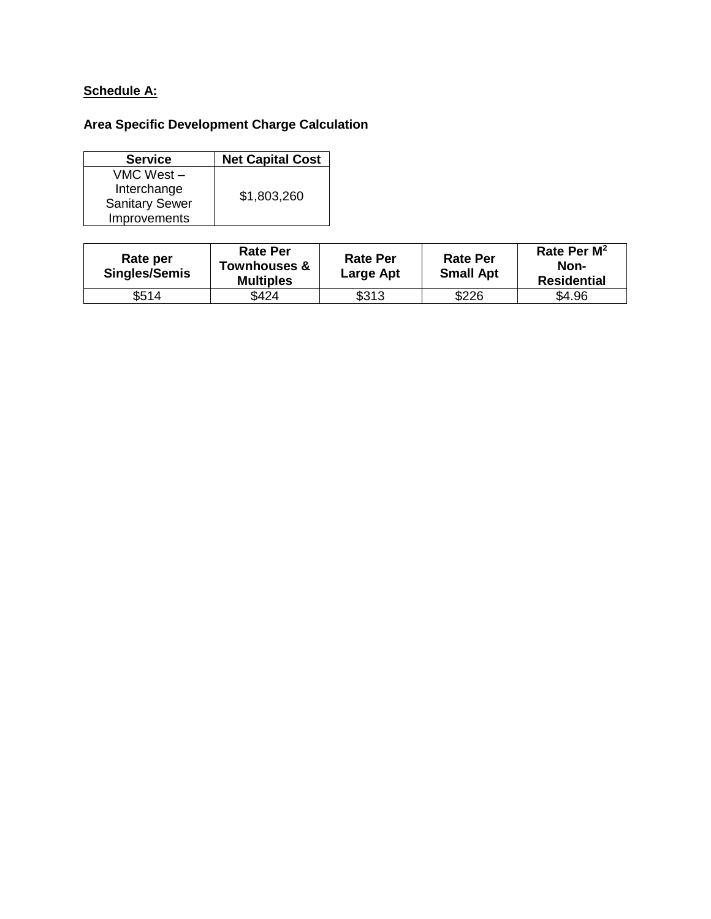**Schedule A:**

**Area Specific Development Charge Calculation**

| Service | Net Capital Cost |
|---|---|
| VMC West – Interchange Sanitary Sewer Improvements | $1,803,260 |

| Rate per Singles/Semis | Rate Per Townhouses & Multiples | Rate Per Large Apt | Rate Per Small Apt | Rate Per $M^2$ Non-Residential |
|---|---|---|---|---|
| $514 | $424 | $313 | $226 | $4.96 |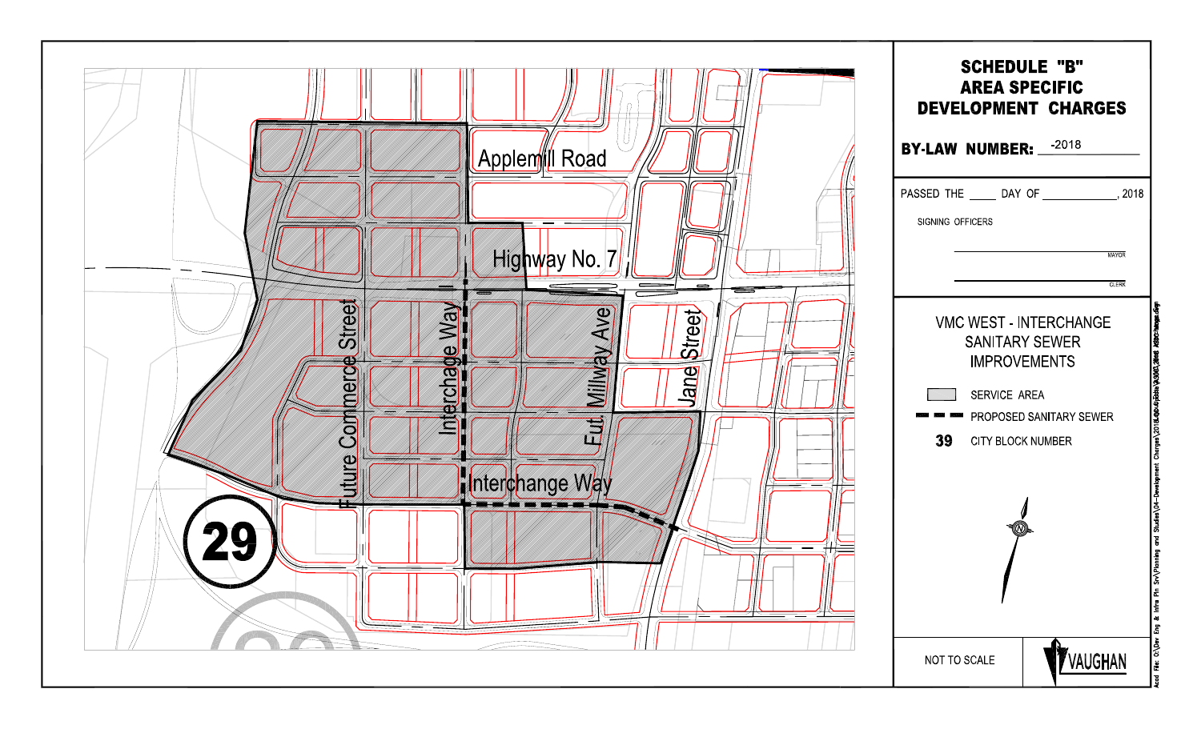# SCHEDULE "B"
# AREA SPECIFIC DEVELOPMENT CHARGES

**BY-LAW NUMBER:** -2018

PASSED THE \_\_\_\_ DAY OF \_\_\_\_\_\_\_\_\_\_\_\_, 2018

SIGNING OFFICERS

MAYOR

CLERK

## VMC WEST - INTERCHANGE SANITARY SEWER IMPROVEMENTS

- SERVICE AREA
- PROPOSED SANITARY SEWER
- 39 CITY BLOCK NUMBER

NOT TO SCALE

VAUGHAN

Applemill Road

Highway No. 7

Future Commerce Street

Interchage Way

Fut. Millway Ave

Jane Street

Interchange Way

29